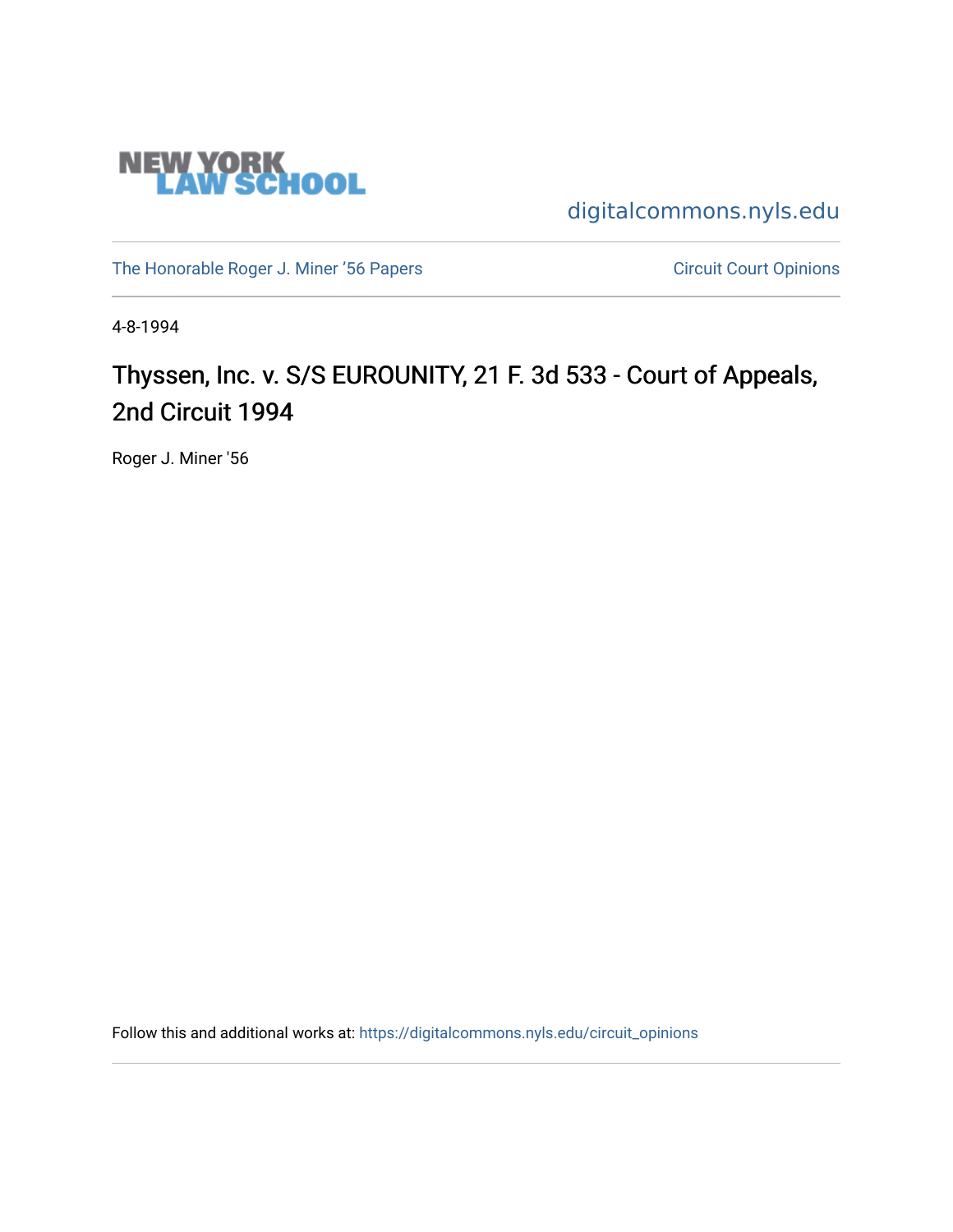NEW YORK LAW SCHOOL

digitalcommons.nyls.edu

The Honorable Roger J. Miner '56 Papers

Circuit Court Opinions

4-8-1994

# Thyssen, Inc. v. S/S EUROUNITY, 21 F. 3d 533 - Court of Appeals, 2nd Circuit 1994

Roger J. Miner '56

Follow this and additional works at: https://digitalcommons.nyls.edu/circuit_opinions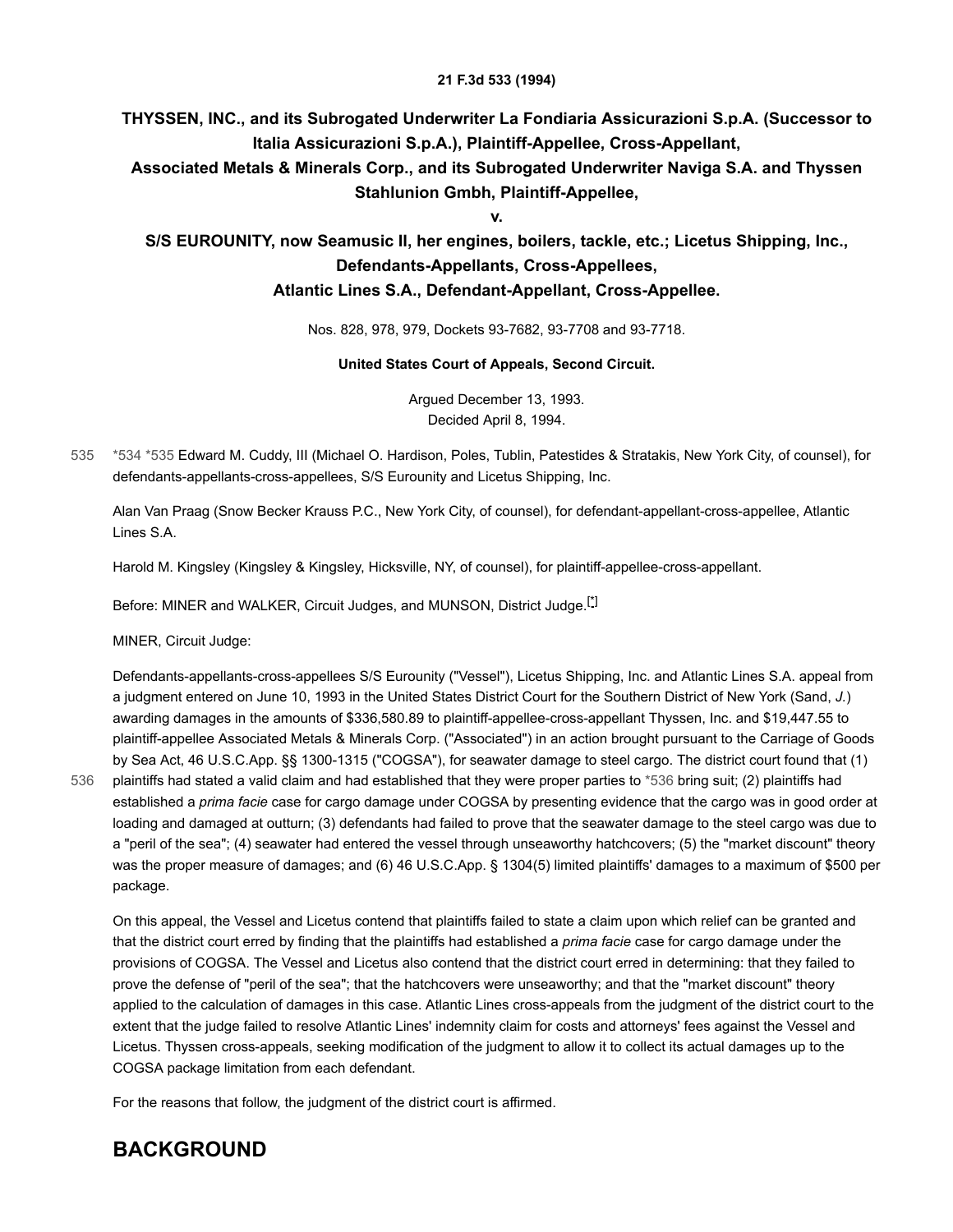**21 F.3d 533 (1994)**

**THYSSEN, INC., and its Subrogated Underwriter La Fondiaria Assicurazioni S.p.A. (Successor to Italia Assicurazioni S.p.A.), Plaintiff-Appellee, Cross-Appellant,**
**Associated Metals & Minerals Corp., and its Subrogated Underwriter Naviga S.A. and Thyssen Stahlunion Gmbh, Plaintiff-Appellee,**
**v.**
**S/S EUROUNITY, now Seamusic II, her engines, boilers, tackle, etc.; Licetus Shipping, Inc., Defendants-Appellants, Cross-Appellees,**
**Atlantic Lines S.A., Defendant-Appellant, Cross-Appellee.**

Nos. 828, 978, 979, Dockets 93-7682, 93-7708 and 93-7718.

**United States Court of Appeals, Second Circuit.**

Argued December 13, 1993.
Decided April 8, 1994.

*534 *535 Edward M. Cuddy, III (Michael O. Hardison, Poles, Tublin, Patestides & Stratakis, New York City, of counsel), for defendants-appellants-cross-appellees, S/S Eurounity and Licetus Shipping, Inc.

Alan Van Praag (Snow Becker Krauss P.C., New York City, of counsel), for defendant-appellant-cross-appellee, Atlantic Lines S.A.

Harold M. Kingsley (Kingsley & Kingsley, Hicksville, NY, of counsel), for plaintiff-appellee-cross-appellant.

Before: MINER and WALKER, Circuit Judges, and MUNSON, District Judge.[*]

MINER, Circuit Judge:

Defendants-appellants-cross-appellees S/S Eurounity ("Vessel"), Licetus Shipping, Inc. and Atlantic Lines S.A. appeal from a judgment entered on June 10, 1993 in the United States District Court for the Southern District of New York (Sand, *J.*) awarding damages in the amounts of $336,580.89 to plaintiff-appellee-cross-appellant Thyssen, Inc. and $19,447.55 to plaintiff-appellee Associated Metals & Minerals Corp. ("Associated") in an action brought pursuant to the Carriage of Goods by Sea Act, 46 U.S.C.App. §§ 1300-1315 ("COGSA"), for seawater damage to steel cargo. The district court found that (1) plaintiffs had stated a valid claim and had established that they were proper parties to *536 bring suit; (2) plaintiffs had established a *prima facie* case for cargo damage under COGSA by presenting evidence that the cargo was in good order at loading and damaged at outturn; (3) defendants had failed to prove that the seawater damage to the steel cargo was due to a "peril of the sea"; (4) seawater had entered the vessel through unseaworthy hatchcovers; (5) the "market discount" theory was the proper measure of damages; and (6) 46 U.S.C.App. § 1304(5) limited plaintiffs' damages to a maximum of $500 per package.

On this appeal, the Vessel and Licetus contend that plaintiffs failed to state a claim upon which relief can be granted and that the district court erred by finding that the plaintiffs had established a *prima facie* case for cargo damage under the provisions of COGSA. The Vessel and Licetus also contend that the district court erred in determining: that they failed to prove the defense of "peril of the sea"; that the hatchcovers were unseaworthy; and that the "market discount" theory applied to the calculation of damages in this case. Atlantic Lines cross-appeals from the judgment of the district court to the extent that the judge failed to resolve Atlantic Lines' indemnity claim for costs and attorneys' fees against the Vessel and Licetus. Thyssen cross-appeals, seeking modification of the judgment to allow it to collect its actual damages up to the COGSA package limitation from each defendant.

For the reasons that follow, the judgment of the district court is affirmed.

## BACKGROUND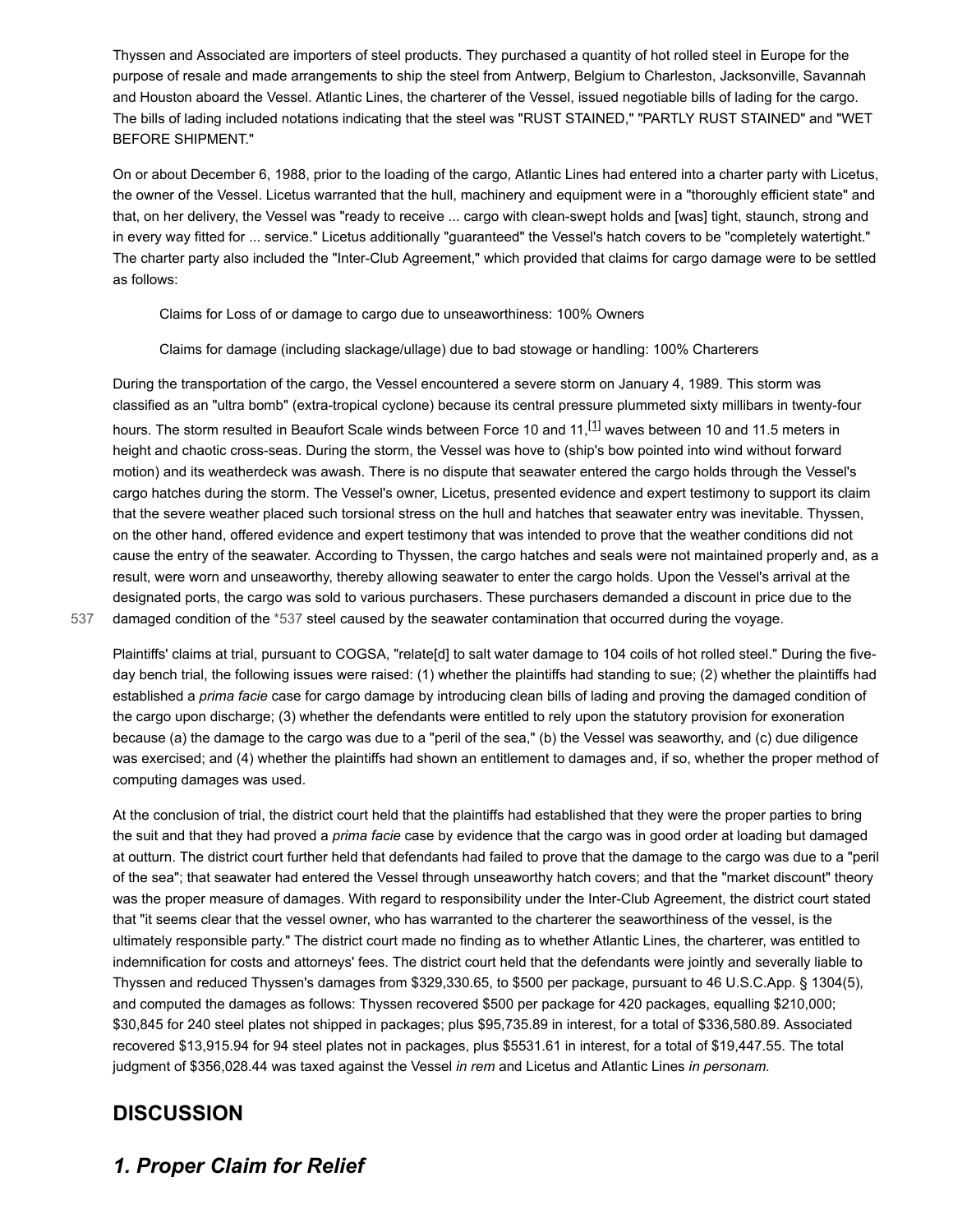Thyssen and Associated are importers of steel products. They purchased a quantity of hot rolled steel in Europe for the purpose of resale and made arrangements to ship the steel from Antwerp, Belgium to Charleston, Jacksonville, Savannah and Houston aboard the Vessel. Atlantic Lines, the charterer of the Vessel, issued negotiable bills of lading for the cargo. The bills of lading included notations indicating that the steel was "RUST STAINED," "PARTLY RUST STAINED" and "WET BEFORE SHIPMENT."

On or about December 6, 1988, prior to the loading of the cargo, Atlantic Lines had entered into a charter party with Licetus, the owner of the Vessel. Licetus warranted that the hull, machinery and equipment were in a "thoroughly efficient state" and that, on her delivery, the Vessel was "ready to receive ... cargo with clean-swept holds and [was] tight, staunch, strong and in every way fitted for ... service." Licetus additionally "guaranteed" the Vessel's hatch covers to be "completely watertight." The charter party also included the "Inter-Club Agreement," which provided that claims for cargo damage were to be settled as follows:

> Claims for Loss of or damage to cargo due to unseaworthiness: 100% Owners
>
> Claims for damage (including slackage/ullage) due to bad stowage or handling: 100% Charterers

During the transportation of the cargo, the Vessel encountered a severe storm on January 4, 1989. This storm was classified as an "ultra bomb" (extra-tropical cyclone) because its central pressure plummeted sixty millibars in twenty-four hours. The storm resulted in Beaufort Scale winds between Force 10 and 11,[1] waves between 10 and 11.5 meters in height and chaotic cross-seas. During the storm, the Vessel was hove to (ship's bow pointed into wind without forward motion) and its weatherdeck was awash. There is no dispute that seawater entered the cargo holds through the Vessel's cargo hatches during the storm. The Vessel's owner, Licetus, presented evidence and expert testimony to support its claim that the severe weather placed such torsional stress on the hull and hatches that seawater entry was inevitable. Thyssen, on the other hand, offered evidence and expert testimony that was intended to prove that the weather conditions did not cause the entry of the seawater. According to Thyssen, the cargo hatches and seals were not maintained properly and, as a result, were worn and unseaworthy, thereby allowing seawater to enter the cargo holds. Upon the Vessel's arrival at the designated ports, the cargo was sold to various purchasers. These purchasers demanded a discount in price due to the damaged condition of the *537 steel caused by the seawater contamination that occurred during the voyage.

Plaintiffs' claims at trial, pursuant to COGSA, "relate[d] to salt water damage to 104 coils of hot rolled steel." During the five-day bench trial, the following issues were raised: (1) whether the plaintiffs had standing to sue; (2) whether the plaintiffs had established a *prima facie* case for cargo damage by introducing clean bills of lading and proving the damaged condition of the cargo upon discharge; (3) whether the defendants were entitled to rely upon the statutory provision for exoneration because (a) the damage to the cargo was due to a "peril of the sea," (b) the Vessel was seaworthy, and (c) due diligence was exercised; and (4) whether the plaintiffs had shown an entitlement to damages and, if so, whether the proper method of computing damages was used.

At the conclusion of trial, the district court held that the plaintiffs had established that they were the proper parties to bring the suit and that they had proved a *prima facie* case by evidence that the cargo was in good order at loading but damaged at outturn. The district court further held that defendants had failed to prove that the damage to the cargo was due to a "peril of the sea"; that seawater had entered the Vessel through unseaworthy hatch covers; and that the "market discount" theory was the proper measure of damages. With regard to responsibility under the Inter-Club Agreement, the district court stated that "it seems clear that the vessel owner, who has warranted to the charterer the seaworthiness of the vessel, is the ultimately responsible party." The district court made no finding as to whether Atlantic Lines, the charterer, was entitled to indemnification for costs and attorneys' fees. The district court held that the defendants were jointly and severally liable to Thyssen and reduced Thyssen's damages from $329,330.65, to $500 per package, pursuant to 46 U.S.C.App. § 1304(5), and computed the damages as follows: Thyssen recovered $500 per package for 420 packages, equalling $210,000; $30,845 for 240 steel plates not shipped in packages; plus $95,735.89 in interest, for a total of $336,580.89. Associated recovered $13,915.94 for 94 steel plates not in packages, plus $5531.61 in interest, for a total of $19,447.55. The total judgment of $356,028.44 was taxed against the Vessel *in rem* and Licetus and Atlantic Lines *in personam.*

## DISCUSSION

### *1. Proper Claim for Relief*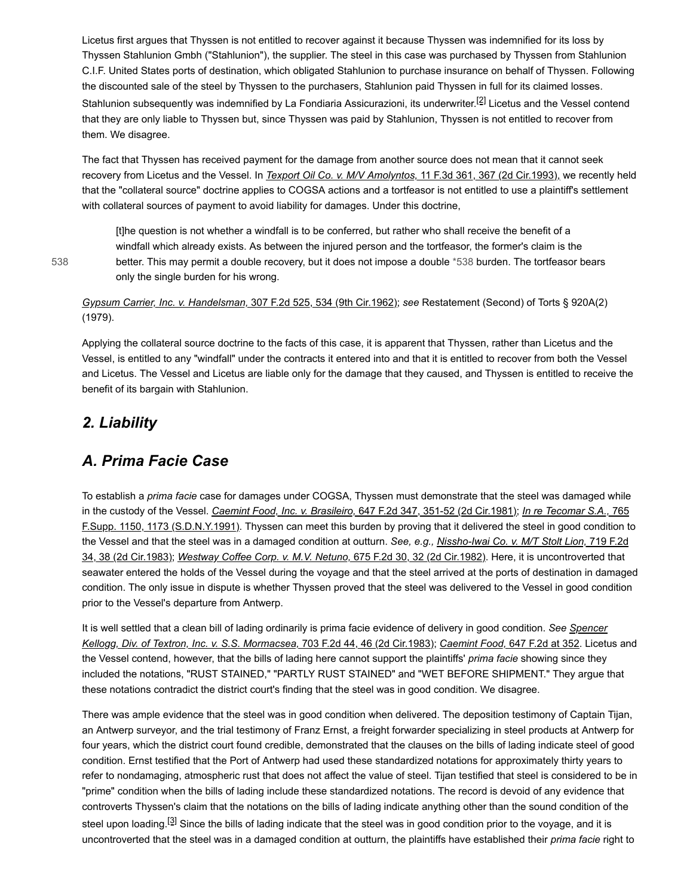Licetus first argues that Thyssen is not entitled to recover against it because Thyssen was indemnified for its loss by Thyssen Stahlunion Gmbh ("Stahlunion"), the supplier. The steel in this case was purchased by Thyssen from Stahlunion C.I.F. United States ports of destination, which obligated Stahlunion to purchase insurance on behalf of Thyssen. Following the discounted sale of the steel by Thyssen to the purchasers, Stahlunion paid Thyssen in full for its claimed losses. Stahlunion subsequently was indemnified by La Fondiaria Assicurazioni, its underwriter.[2] Licetus and the Vessel contend that they are only liable to Thyssen but, since Thyssen was paid by Stahlunion, Thyssen is not entitled to recover from them. We disagree.

The fact that Thyssen has received payment for the damage from another source does not mean that it cannot seek recovery from Licetus and the Vessel. In *Texport Oil Co. v. M/V Amolyntos,* 11 F.3d 361, 367 (2d Cir.1993), we recently held that the "collateral source" doctrine applies to COGSA actions and a tortfeasor is not entitled to use a plaintiff's settlement with collateral sources of payment to avoid liability for damages. Under this doctrine,

> [t]he question is not whether a windfall is to be conferred, but rather who shall receive the benefit of a windfall which already exists. As between the injured person and the tortfeasor, the former's claim is the better. This may permit a double recovery, but it does not impose a double *538 burden. The tortfeasor bears only the single burden for his wrong.

*Gypsum Carrier, Inc. v. Handelsman,* 307 F.2d 525, 534 (9th Cir.1962); *see* Restatement (Second) of Torts § 920A(2) (1979).

Applying the collateral source doctrine to the facts of this case, it is apparent that Thyssen, rather than Licetus and the Vessel, is entitled to any "windfall" under the contracts it entered into and that it is entitled to recover from both the Vessel and Licetus. The Vessel and Licetus are liable only for the damage that they caused, and Thyssen is entitled to receive the benefit of its bargain with Stahlunion.

## *2. Liability*

## *A. Prima Facie Case*

To establish a *prima facie* case for damages under COGSA, Thyssen must demonstrate that the steel was damaged while in the custody of the Vessel. *Caemint Food, Inc. v. Brasileiro,* 647 F.2d 347, 351-52 (2d Cir.1981); *In re Tecomar S.A.,* 765 F.Supp. 1150, 1173 (S.D.N.Y.1991). Thyssen can meet this burden by proving that it delivered the steel in good condition to the Vessel and that the steel was in a damaged condition at outturn. *See, e.g., Nissho-Iwai Co. v. M/T Stolt Lion,* 719 F.2d 34, 38 (2d Cir.1983); *Westway Coffee Corp. v. M.V. Netuno,* 675 F.2d 30, 32 (2d Cir.1982). Here, it is uncontroverted that seawater entered the holds of the Vessel during the voyage and that the steel arrived at the ports of destination in damaged condition. The only issue in dispute is whether Thyssen proved that the steel was delivered to the Vessel in good condition prior to the Vessel's departure from Antwerp.

It is well settled that a clean bill of lading ordinarily is prima facie evidence of delivery in good condition. *See Spencer Kellogg, Div. of Textron, Inc. v. S.S. Mormacsea,* 703 F.2d 44, 46 (2d Cir.1983); *Caemint Food,* 647 F.2d at 352. Licetus and the Vessel contend, however, that the bills of lading here cannot support the plaintiffs' *prima facie* showing since they included the notations, "RUST STAINED," "PARTLY RUST STAINED" and "WET BEFORE SHIPMENT." They argue that these notations contradict the district court's finding that the steel was in good condition. We disagree.

There was ample evidence that the steel was in good condition when delivered. The deposition testimony of Captain Tijan, an Antwerp surveyor, and the trial testimony of Franz Ernst, a freight forwarder specializing in steel products at Antwerp for four years, which the district court found credible, demonstrated that the clauses on the bills of lading indicate steel of good condition. Ernst testified that the Port of Antwerp had used these standardized notations for approximately thirty years to refer to nondamaging, atmospheric rust that does not affect the value of steel. Tijan testified that steel is considered to be in "prime" condition when the bills of lading include these standardized notations. The record is devoid of any evidence that controverts Thyssen's claim that the notations on the bills of lading indicate anything other than the sound condition of the steel upon loading.[3] Since the bills of lading indicate that the steel was in good condition prior to the voyage, and it is uncontroverted that the steel was in a damaged condition at outturn, the plaintiffs have established their *prima facie* right to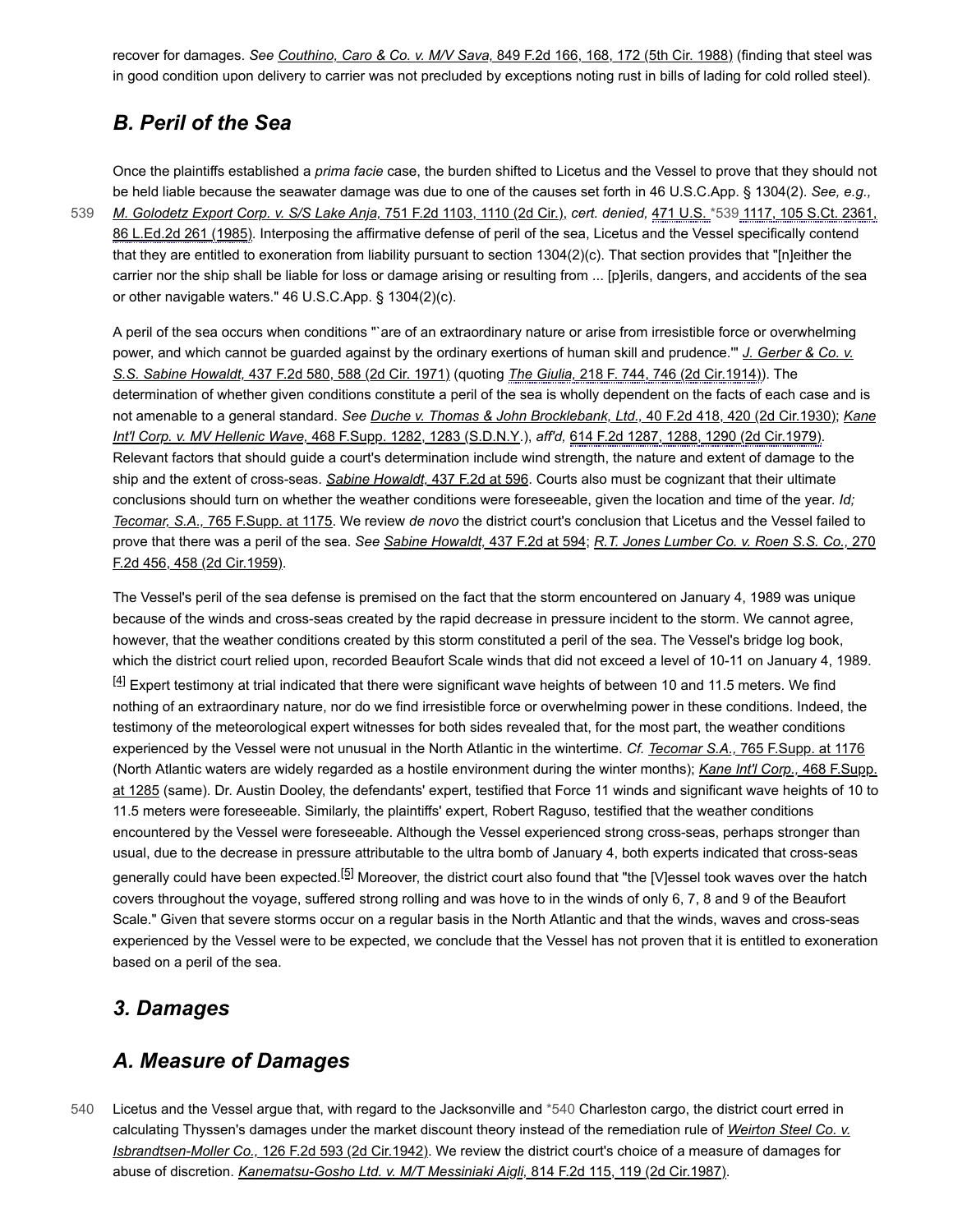recover for damages. *See* *Couthino, Caro & Co. v. M/V Sava,* 849 F.2d 166, 168, 172 (5th Cir. 1988) (finding that steel was in good condition upon delivery to carrier was not precluded by exceptions noting rust in bills of lading for cold rolled steel).

## *B. Peril of the Sea*

Once the plaintiffs established a *prima facie* case, the burden shifted to Licetus and the Vessel to prove that they should not be held liable because the seawater damage was due to one of the causes set forth in 46 U.S.C.App. § 1304(2). *See, e.g., M. Golodetz Export Corp. v. S/S Lake Anja,* 751 F.2d 1103, 1110 (2d Cir.), *cert. denied,* 471 U.S. *539 1117, 105 S.Ct. 2361, 86 L.Ed.2d 261 (1985). Interposing the affirmative defense of peril of the sea, Licetus and the Vessel specifically contend that they are entitled to exoneration from liability pursuant to section 1304(2)(c). That section provides that "[n]either the carrier nor the ship shall be liable for loss or damage arising or resulting from ... [p]erils, dangers, and accidents of the sea or other navigable waters." 46 U.S.C.App. § 1304(2)(c).

A peril of the sea occurs when conditions "`are of an extraordinary nature or arise from irresistible force or overwhelming power, and which cannot be guarded against by the ordinary exertions of human skill and prudence.'" *J. Gerber & Co. v. S.S. Sabine Howaldt,* 437 F.2d 580, 588 (2d Cir. 1971) (quoting *The Giulia,* 218 F. 744, 746 (2d Cir.1914)). The determination of whether given conditions constitute a peril of the sea is wholly dependent on the facts of each case and is not amenable to a general standard. *See* *Duche v. Thomas & John Brocklebank, Ltd.,* 40 F.2d 418, 420 (2d Cir.1930); *Kane Int'l Corp. v. MV Hellenic Wave,* 468 F.Supp. 1282, 1283 (S.D.N.Y.), *aff'd,* 614 F.2d 1287, 1288, 1290 (2d Cir.1979). Relevant factors that should guide a court's determination include wind strength, the nature and extent of damage to the ship and the extent of cross-seas. *Sabine Howaldt,* 437 F.2d at 596. Courts also must be cognizant that their ultimate conclusions should turn on whether the weather conditions were foreseeable, given the location and time of the year. *Id; Tecomar, S.A.,* 765 F.Supp. at 1175. We review *de novo* the district court's conclusion that Licetus and the Vessel failed to prove that there was a peril of the sea. *See* *Sabine Howaldt,* 437 F.2d at 594; *R.T. Jones Lumber Co. v. Roen S.S. Co.,* 270 F.2d 456, 458 (2d Cir.1959).

The Vessel's peril of the sea defense is premised on the fact that the storm encountered on January 4, 1989 was unique because of the winds and cross-seas created by the rapid decrease in pressure incident to the storm. We cannot agree, however, that the weather conditions created by this storm constituted a peril of the sea. The Vessel's bridge log book, which the district court relied upon, recorded Beaufort Scale winds that did not exceed a level of 10-11 on January 4, 1989.[4] Expert testimony at trial indicated that there were significant wave heights of between 10 and 11.5 meters. We find nothing of an extraordinary nature, nor do we find irresistible force or overwhelming power in these conditions. Indeed, the testimony of the meteorological expert witnesses for both sides revealed that, for the most part, the weather conditions experienced by the Vessel were not unusual in the North Atlantic in the wintertime. *Cf.* *Tecomar S.A.,* 765 F.Supp. at 1176 (North Atlantic waters are widely regarded as a hostile environment during the winter months); *Kane Int'l Corp.,* 468 F.Supp. at 1285 (same). Dr. Austin Dooley, the defendants' expert, testified that Force 11 winds and significant wave heights of 10 to 11.5 meters were foreseeable. Similarly, the plaintiffs' expert, Robert Raguso, testified that the weather conditions encountered by the Vessel were foreseeable. Although the Vessel experienced strong cross-seas, perhaps stronger than usual, due to the decrease in pressure attributable to the ultra bomb of January 4, both experts indicated that cross-seas generally could have been expected.[5] Moreover, the district court also found that "the [V]essel took waves over the hatch covers throughout the voyage, suffered strong rolling and was hove to in the winds of only 6, 7, 8 and 9 of the Beaufort Scale." Given that severe storms occur on a regular basis in the North Atlantic and that the winds, waves and cross-seas experienced by the Vessel were to be expected, we conclude that the Vessel has not proven that it is entitled to exoneration based on a peril of the sea.

## *3. Damages*

## *A. Measure of Damages*

Licetus and the Vessel argue that, with regard to the Jacksonville and *540 Charleston cargo, the district court erred in calculating Thyssen's damages under the market discount theory instead of the remediation rule of *Weirton Steel Co. v. Isbrandtsen-Moller Co.,* 126 F.2d 593 (2d Cir.1942). We review the district court's choice of a measure of damages for abuse of discretion. *Kanematsu-Gosho Ltd. v. M/T Messiniaki Aigli,* 814 F.2d 115, 119 (2d Cir.1987).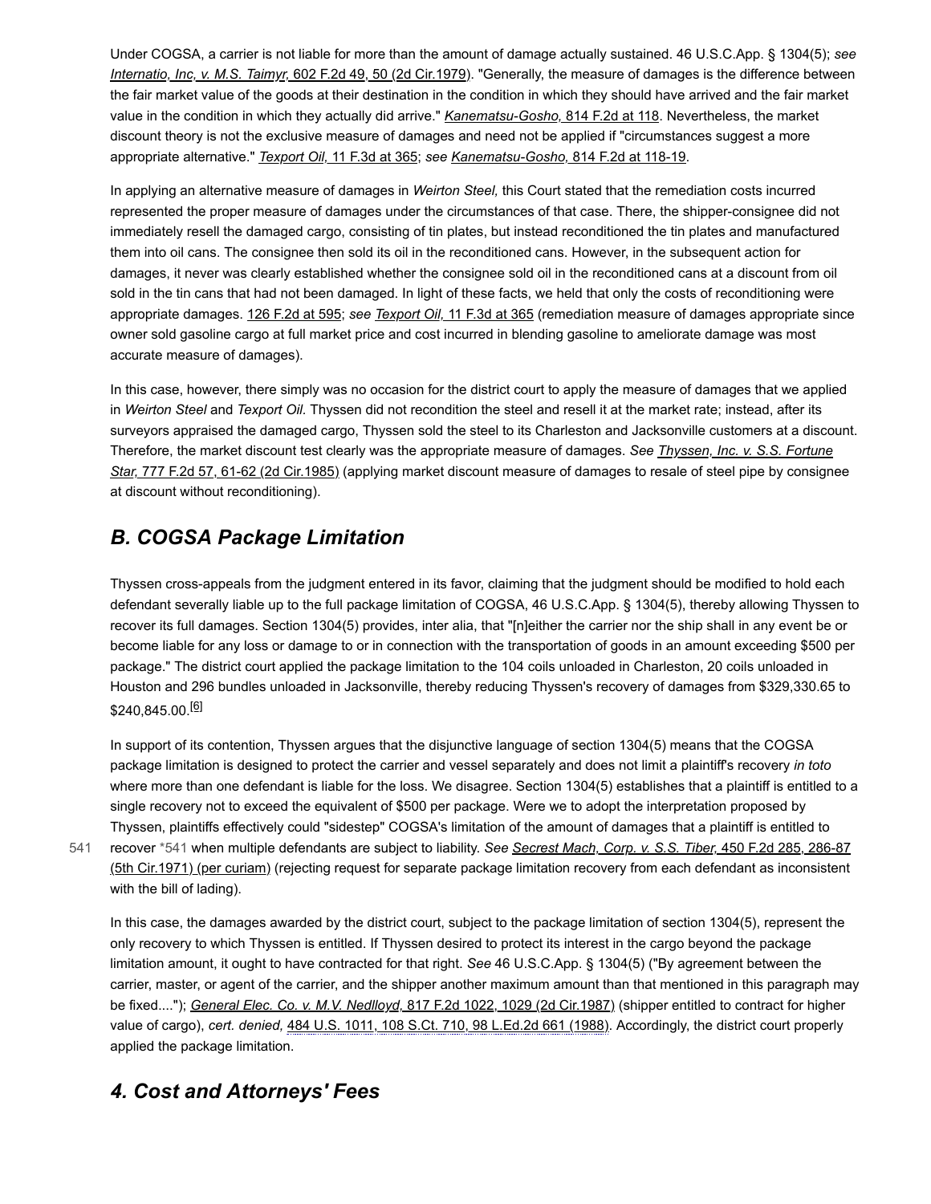Under COGSA, a carrier is not liable for more than the amount of damage actually sustained. 46 U.S.C.App. § 1304(5); *see Internatio, Inc, v. M.S. Taimyr,* 602 F.2d 49, 50 (2d Cir.1979). "Generally, the measure of damages is the difference between the fair market value of the goods at their destination in the condition in which they should have arrived and the fair market value in the condition in which they actually did arrive." *Kanematsu-Gosho,* 814 F.2d at 118. Nevertheless, the market discount theory is not the exclusive measure of damages and need not be applied if "circumstances suggest a more appropriate alternative." *Texport Oil,* 11 F.3d at 365; *see Kanematsu-Gosho,* 814 F.2d at 118-19.

In applying an alternative measure of damages in *Weirton Steel,* this Court stated that the remediation costs incurred represented the proper measure of damages under the circumstances of that case. There, the shipper-consignee did not immediately resell the damaged cargo, consisting of tin plates, but instead reconditioned the tin plates and manufactured them into oil cans. The consignee then sold its oil in the reconditioned cans. However, in the subsequent action for damages, it never was clearly established whether the consignee sold oil in the reconditioned cans at a discount from oil sold in the tin cans that had not been damaged. In light of these facts, we held that only the costs of reconditioning were appropriate damages. 126 F.2d at 595; *see Texport Oil,* 11 F.3d at 365 (remediation measure of damages appropriate since owner sold gasoline cargo at full market price and cost incurred in blending gasoline to ameliorate damage was most accurate measure of damages).

In this case, however, there simply was no occasion for the district court to apply the measure of damages that we applied in *Weirton Steel* and *Texport Oil.* Thyssen did not recondition the steel and resell it at the market rate; instead, after its surveyors appraised the damaged cargo, Thyssen sold the steel to its Charleston and Jacksonville customers at a discount. Therefore, the market discount test clearly was the appropriate measure of damages. *See Thyssen, Inc. v. S.S. Fortune Star,* 777 F.2d 57, 61-62 (2d Cir.1985) (applying market discount measure of damages to resale of steel pipe by consignee at discount without reconditioning).

## *B. COGSA Package Limitation*

Thyssen cross-appeals from the judgment entered in its favor, claiming that the judgment should be modified to hold each defendant severally liable up to the full package limitation of COGSA, 46 U.S.C.App. § 1304(5), thereby allowing Thyssen to recover its full damages. Section 1304(5) provides, inter alia, that "[n]either the carrier nor the ship shall in any event be or become liable for any loss or damage to or in connection with the transportation of goods in an amount exceeding $500 per package." The district court applied the package limitation to the 104 coils unloaded in Charleston, 20 coils unloaded in Houston and 296 bundles unloaded in Jacksonville, thereby reducing Thyssen's recovery of damages from $329,330.65 to $240,845.00.[6]

In support of its contention, Thyssen argues that the disjunctive language of section 1304(5) means that the COGSA package limitation is designed to protect the carrier and vessel separately and does not limit a plaintiff's recovery *in toto* where more than one defendant is liable for the loss. We disagree. Section 1304(5) establishes that a plaintiff is entitled to a single recovery not to exceed the equivalent of $500 per package. Were we to adopt the interpretation proposed by Thyssen, plaintiffs effectively could "sidestep" COGSA's limitation of the amount of damages that a plaintiff is entitled to recover *541 when multiple defendants are subject to liability. *See Secrest Mach. Corp. v. S.S. Tiber,* 450 F.2d 285, 286-87 (5th Cir.1971) (per curiam) (rejecting request for separate package limitation recovery from each defendant as inconsistent with the bill of lading).

In this case, the damages awarded by the district court, subject to the package limitation of section 1304(5), represent the only recovery to which Thyssen is entitled. If Thyssen desired to protect its interest in the cargo beyond the package limitation amount, it ought to have contracted for that right. *See* 46 U.S.C.App. § 1304(5) ("By agreement between the carrier, master, or agent of the carrier, and the shipper another maximum amount than that mentioned in this paragraph may be fixed...."); *General Elec. Co. v. M.V. Nedlloyd,* 817 F.2d 1022, 1029 (2d Cir.1987) (shipper entitled to contract for higher value of cargo), *cert. denied,* 484 U.S. 1011, 108 S.Ct. 710, 98 L.Ed.2d 661 (1988). Accordingly, the district court properly applied the package limitation.

## *4. Cost and Attorneys' Fees*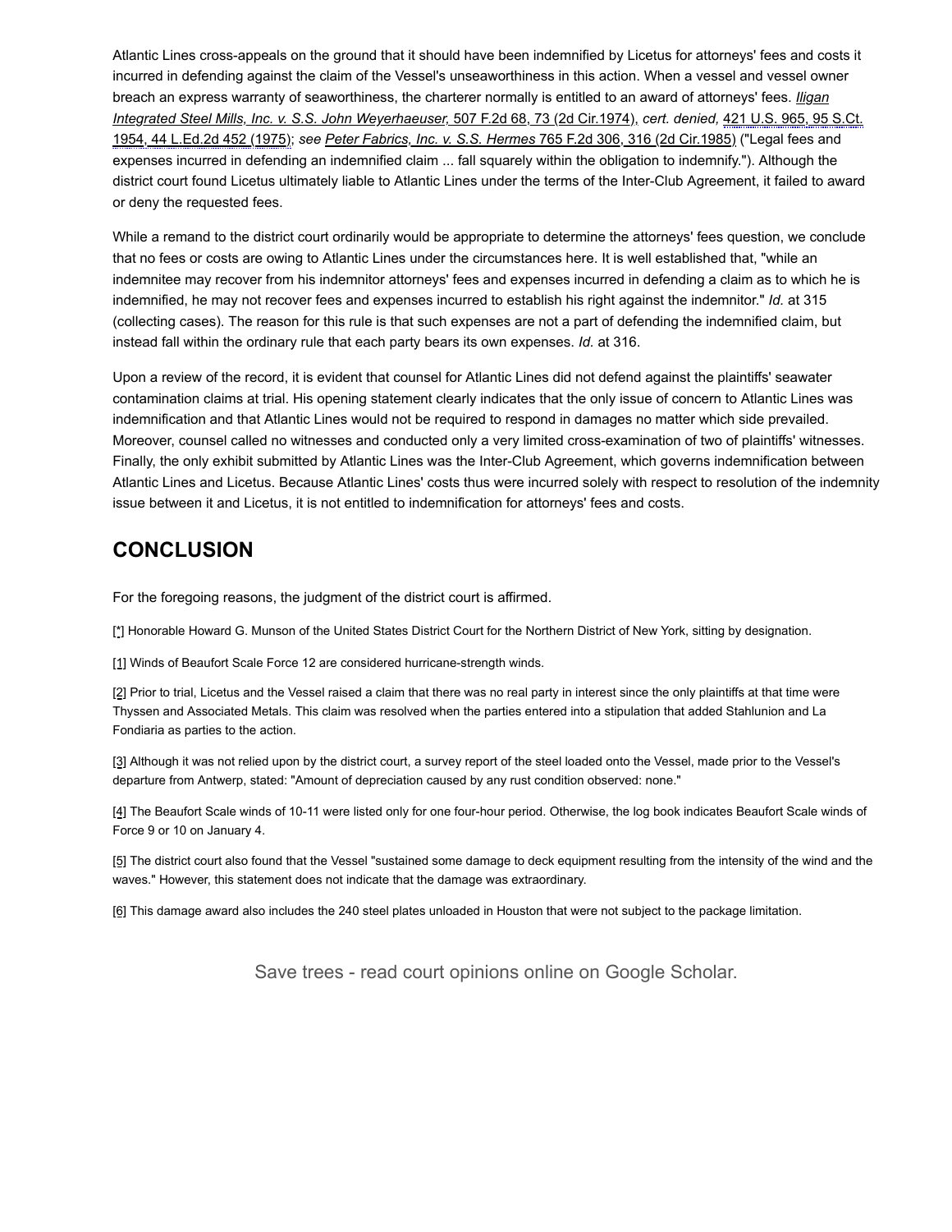Atlantic Lines cross-appeals on the ground that it should have been indemnified by Licetus for attorneys' fees and costs it incurred in defending against the claim of the Vessel's unseaworthiness in this action. When a vessel and vessel owner breach an express warranty of seaworthiness, the charterer normally is entitled to an award of attorneys' fees. *Iligan Integrated Steel Mills, Inc. v. S.S. John Weyerhaeuser,* 507 F.2d 68, 73 (2d Cir.1974), *cert. denied,* 421 U.S. 965, 95 S.Ct. 1954, 44 L.Ed.2d 452 (1975); *see* *Peter Fabrics, Inc. v. S.S. Hermes* 765 F.2d 306, 316 (2d Cir.1985) ("Legal fees and expenses incurred in defending an indemnified claim ... fall squarely within the obligation to indemnify."). Although the district court found Licetus ultimately liable to Atlantic Lines under the terms of the Inter-Club Agreement, it failed to award or deny the requested fees.

While a remand to the district court ordinarily would be appropriate to determine the attorneys' fees question, we conclude that no fees or costs are owing to Atlantic Lines under the circumstances here. It is well established that, "while an indemnitee may recover from his indemnitor attorneys' fees and expenses incurred in defending a claim as to which he is indemnified, he may not recover fees and expenses incurred to establish his right against the indemnitor." *Id.* at 315 (collecting cases). The reason for this rule is that such expenses are not a part of defending the indemnified claim, but instead fall within the ordinary rule that each party bears its own expenses. *Id.* at 316.

Upon a review of the record, it is evident that counsel for Atlantic Lines did not defend against the plaintiffs' seawater contamination claims at trial. His opening statement clearly indicates that the only issue of concern to Atlantic Lines was indemnification and that Atlantic Lines would not be required to respond in damages no matter which side prevailed. Moreover, counsel called no witnesses and conducted only a very limited cross-examination of two of plaintiffs' witnesses. Finally, the only exhibit submitted by Atlantic Lines was the Inter-Club Agreement, which governs indemnification between Atlantic Lines and Licetus. Because Atlantic Lines' costs thus were incurred solely with respect to resolution of the indemnity issue between it and Licetus, it is not entitled to indemnification for attorneys' fees and costs.

## CONCLUSION

For the foregoing reasons, the judgment of the district court is affirmed.

[*] Honorable Howard G. Munson of the United States District Court for the Northern District of New York, sitting by designation.

[1] Winds of Beaufort Scale Force 12 are considered hurricane-strength winds.

[2] Prior to trial, Licetus and the Vessel raised a claim that there was no real party in interest since the only plaintiffs at that time were Thyssen and Associated Metals. This claim was resolved when the parties entered into a stipulation that added Stahlunion and La Fondiaria as parties to the action.

[3] Although it was not relied upon by the district court, a survey report of the steel loaded onto the Vessel, made prior to the Vessel's departure from Antwerp, stated: "Amount of depreciation caused by any rust condition observed: none."

[4] The Beaufort Scale winds of 10-11 were listed only for one four-hour period. Otherwise, the log book indicates Beaufort Scale winds of Force 9 or 10 on January 4.

[5] The district court also found that the Vessel "sustained some damage to deck equipment resulting from the intensity of the wind and the waves." However, this statement does not indicate that the damage was extraordinary.

[6] This damage award also includes the 240 steel plates unloaded in Houston that were not subject to the package limitation.